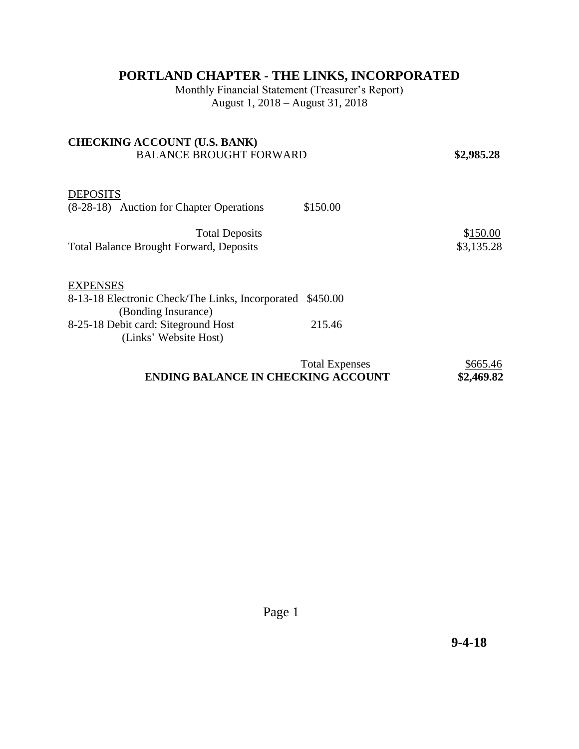# PORTLAND CHAPTER - THE LINKS, INCORPORATED

Monthly Financial Statement (Treasurer's Report)
August 1, 2018 – August 31, 2018

**CHECKING ACCOUNT (U.S. BANK)**

| | | |
|---|---|---|
| BALANCE BROUGHT FORWARD | | **$2,985.28** |
| DEPOSITS | | |
| (8-28-18) Auction for Chapter Operations | $150.00 | |
| Total Deposits | | $150.00 |
| Total Balance Brought Forward, Deposits | | $3,135.28 |
| EXPENSES | | |
| 8-13-18 Electronic Check/The Links, Incorporated (Bonding Insurance) | $450.00 | |
| 8-25-18 Debit card: Siteground Host (Links' Website Host) | 215.46 | |
| Total Expenses | | $665.46 |
| **ENDING BALANCE IN CHECKING ACCOUNT** | | **$2,469.82** |

**9-4-18**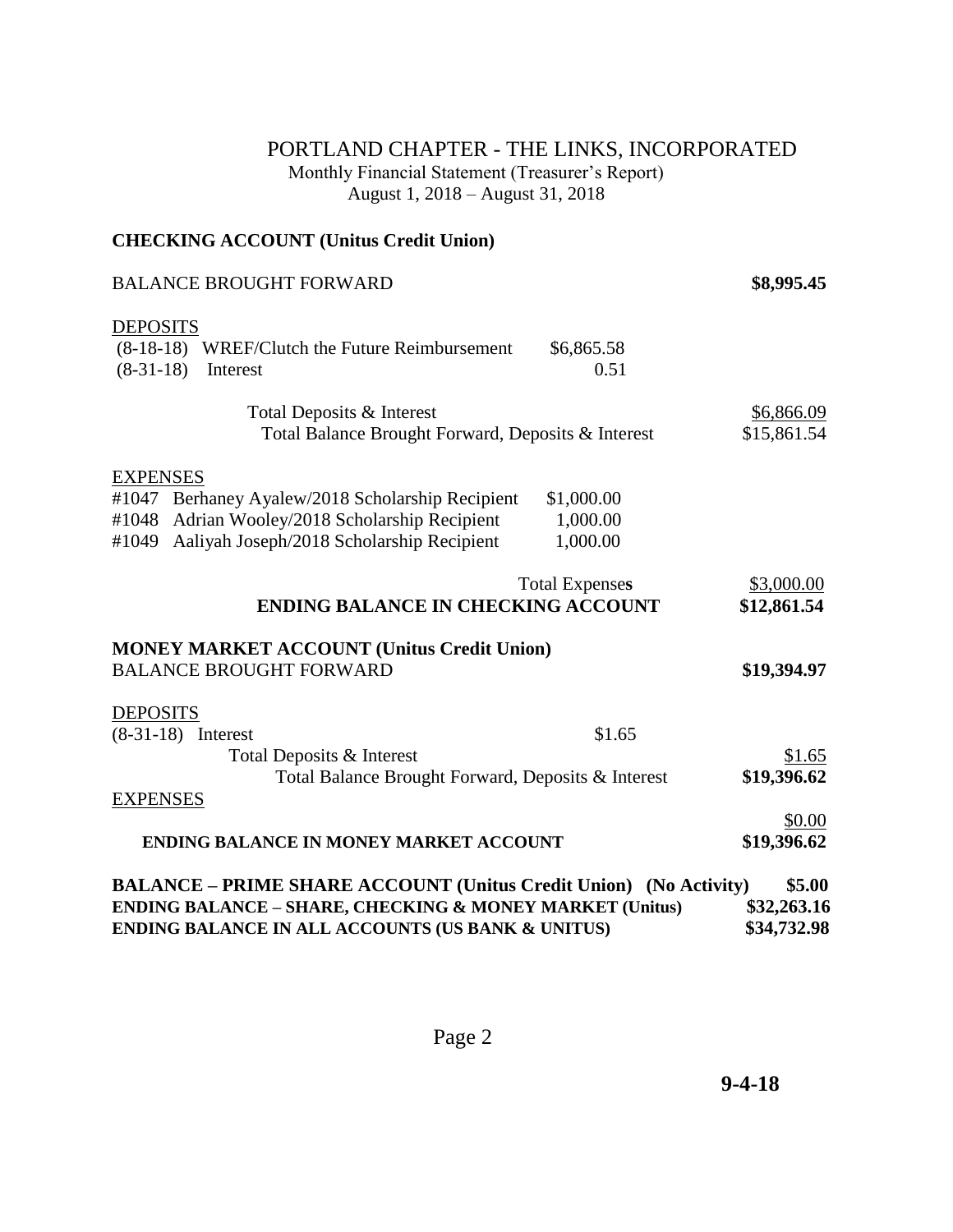# PORTLAND CHAPTER - THE LINKS, INCORPORATED

Monthly Financial Statement (Treasurer's Report)
August 1, 2018 – August 31, 2018

## CHECKING ACCOUNT (Unitus Credit Union)

| | | |
|---|---|---|
| BALANCE BROUGHT FORWARD | | **$8,995.45** |
| DEPOSITS | | |
| (8-18-18) WREF/Clutch the Future Reimbursement | $6,865.58 | |
| (8-31-18) Interest | 0.51 | |
| Total Deposits & Interest | | $6,866.09 |
| Total Balance Brought Forward, Deposits & Interest | | $15,861.54 |
| EXPENSES | | |
| #1047 Berhaney Ayalew/2018 Scholarship Recipient | $1,000.00 | |
| #1048 Adrian Wooley/2018 Scholarship Recipient | 1,000.00 | |
| #1049 Aaliyah Joseph/2018 Scholarship Recipient | 1,000.00 | |
| Total Expenses | | $3,000.00 |
| **ENDING BALANCE IN CHECKING ACCOUNT** | | **$12,861.54** |

## MONEY MARKET ACCOUNT (Unitus Credit Union)

| | | |
|---|---|---|
| BALANCE BROUGHT FORWARD | | **$19,394.97** |
| DEPOSITS | | |
| (8-31-18) Interest | $1.65 | |
| Total Deposits & Interest | | $1.65 |
| Total Balance Brought Forward, Deposits & Interest | | **$19,396.62** |
| EXPENSES | | $0.00 |
| **ENDING BALANCE IN MONEY MARKET ACCOUNT** | | **$19,396.62** |

| | |
|---|---|
| **BALANCE – PRIME SHARE ACCOUNT (Unitus Credit Union) (No Activity)** | **$5.00** |
| **ENDING BALANCE – SHARE, CHECKING & MONEY MARKET (Unitus)** | **$32,263.16** |
| **ENDING BALANCE IN ALL ACCOUNTS (US BANK & UNITUS)** | **$34,732.98** |

**9-4-18**